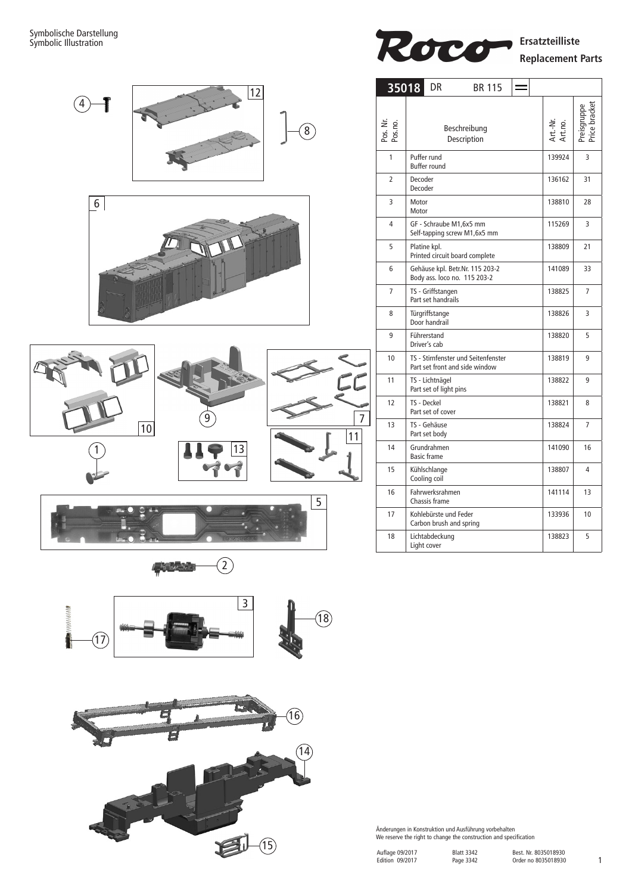Symbolische Darstellung
Symbolic Illustration

# Roco

**Ersatzteilliste**
**Replacement Parts**

| **35018** DR BR 115 | | | |
|---|---|---|---|
| Pos. Nr. Pos.no. | Beschreibung Description | Art.-Nr. Art.no. | Preisgruppe Price bracket |
| 1 | Puffer rund<br>Buffer round | 139924 | 3 |
| 2 | Decoder<br>Decoder | 136162 | 31 |
| 3 | Motor<br>Motor | 138810 | 28 |
| 4 | GF - Schraube M1,6x5 mm<br>Self-tapping screw M1,6x5 mm | 115269 | 3 |
| 5 | Platine kpl.<br>Printed circuit board complete | 138809 | 21 |
| 6 | Gehäuse kpl. Betr.Nr. 115 203-2<br>Body ass. loco no. 115 203-2 | 141089 | 33 |
| 7 | TS - Griffstangen<br>Part set handrails | 138825 | 7 |
| 8 | Türgriffstange<br>Door handrail | 138826 | 3 |
| 9 | Führerstand<br>Driver's cab | 138820 | 5 |
| 10 | TS - Stirnfenster und Seitenfenster<br>Part set front and side window | 138819 | 9 |
| 11 | TS - Lichtnägel<br>Part set of light pins | 138822 | 9 |
| 12 | TS - Deckel<br>Part set of cover | 138821 | 8 |
| 13 | TS - Gehäuse<br>Part set body | 138824 | 7 |
| 14 | Grundrahmen<br>Basic frame | 141090 | 16 |
| 15 | Kühlschlange<br>Cooling coil | 138807 | 4 |
| 16 | Fahrwerksrahmen<br>Chassis frame | 141114 | 13 |
| 17 | Kohlebürste und Feder<br>Carbon brush and spring | 133936 | 10 |
| 18 | Lichtabdeckung<br>Light cover | 138823 | 5 |

Änderungen in Konstruktion und Ausführung vorbehalten
We reserve the right to change the construction and specification

Auflage 09/2017
Edition 09/2017

Blatt 3342
Page 3342

Best. Nr. 8035018930
Order no 8035018930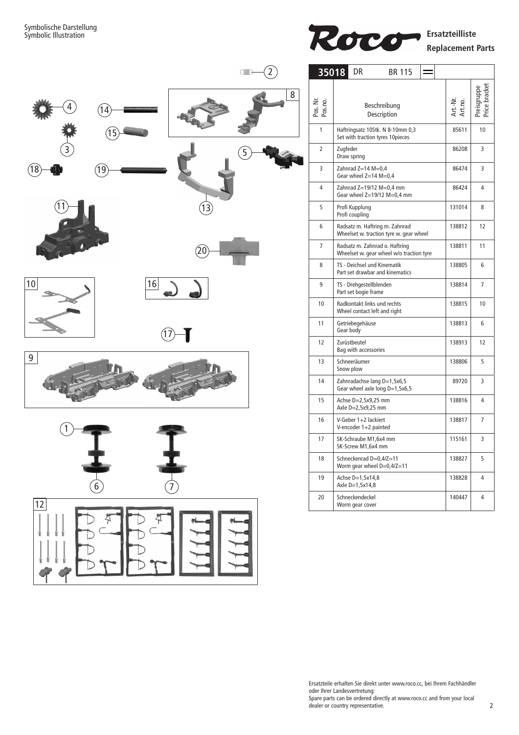Symbolische Darstellung
Symbolic Illustration

# Ersatzteilliste
# Replacement Parts

| 35018 DR BR 115 | | | |
|---|---|---|---|
| Pos. Nr. / Pos.no. | Beschreibung / Description | Art.-Nr. / Art.no. | Preisgruppe / Price bracket |
| 1 | Haftringsatz 10Stk. N 8-10mm 0,3<br>Set with traction tyres 10pieces | 85611 | 10 |
| 2 | Zugfeder<br>Draw spring | 86208 | 3 |
| 3 | Zahnrad Z=14 M=0,4<br>Gear wheel Z=14 M=0,4 | 86474 | 3 |
| 4 | Zahnrad Z=19/12 M=0,4 mm<br>Gear wheel Z=19/12 M=0,4 mm | 86424 | 4 |
| 5 | Profi Kupplung<br>Profi coupling | 131014 | 8 |
| 6 | Radsatz m. Haftring m. Zahnrad<br>Wheelset w. traction tyre w. gear wheel | 138812 | 12 |
| 7 | Radsatz m. Zahnrad o. Haftring<br>Wheelset w. gear wheel w/o traction tyre | 138811 | 11 |
| 8 | TS - Deichsel und Kinematik<br>Part set drawbar and kinematics | 138805 | 6 |
| 9 | TS - Drehgestellblenden<br>Part set bogie frame | 138814 | 7 |
| 10 | Radkontakt links und rechts<br>Wheel contact left and right | 138815 | 10 |
| 11 | Getriebegehäuse<br>Gear body | 138813 | 6 |
| 12 | Zurüstbeutel<br>Bag with accessories | 138913 | 12 |
| 13 | Schneeräumer<br>Snow plow | 138806 | 5 |
| 14 | Zahnradachse lang D=1,5x6,5<br>Gear wheel axle long D=1,5x6,5 | 89720 | 3 |
| 15 | Achse D=2,5x9,25 mm<br>Axle D=2,5x9,25 mm | 138816 | 4 |
| 16 | V-Geber 1+2 lackiert<br>V-encoder 1+2 painted | 138817 | 7 |
| 17 | SK-Schraube M1,6x4 mm<br>SK-Screw M1,6x4 mm | 115161 | 3 |
| 18 | Schneckenrad D=0,4/Z=11<br>Worm gear wheel D=0,4/Z=11 | 138827 | 5 |
| 19 | Achse D=1,5x14,8<br>Axle D=1,5x14,8 | 138828 | 4 |
| 20 | Schneckendeckel<br>Worm gear cover | 140447 | 4 |

Ersatzteile erhalten Sie direkt unter www.roco.cc, bei Ihrem Fachhändler oder Ihrer Landesvertretung:
Spare parts can be ordered directly at www.roco.cc and from your local dealer or country representative.